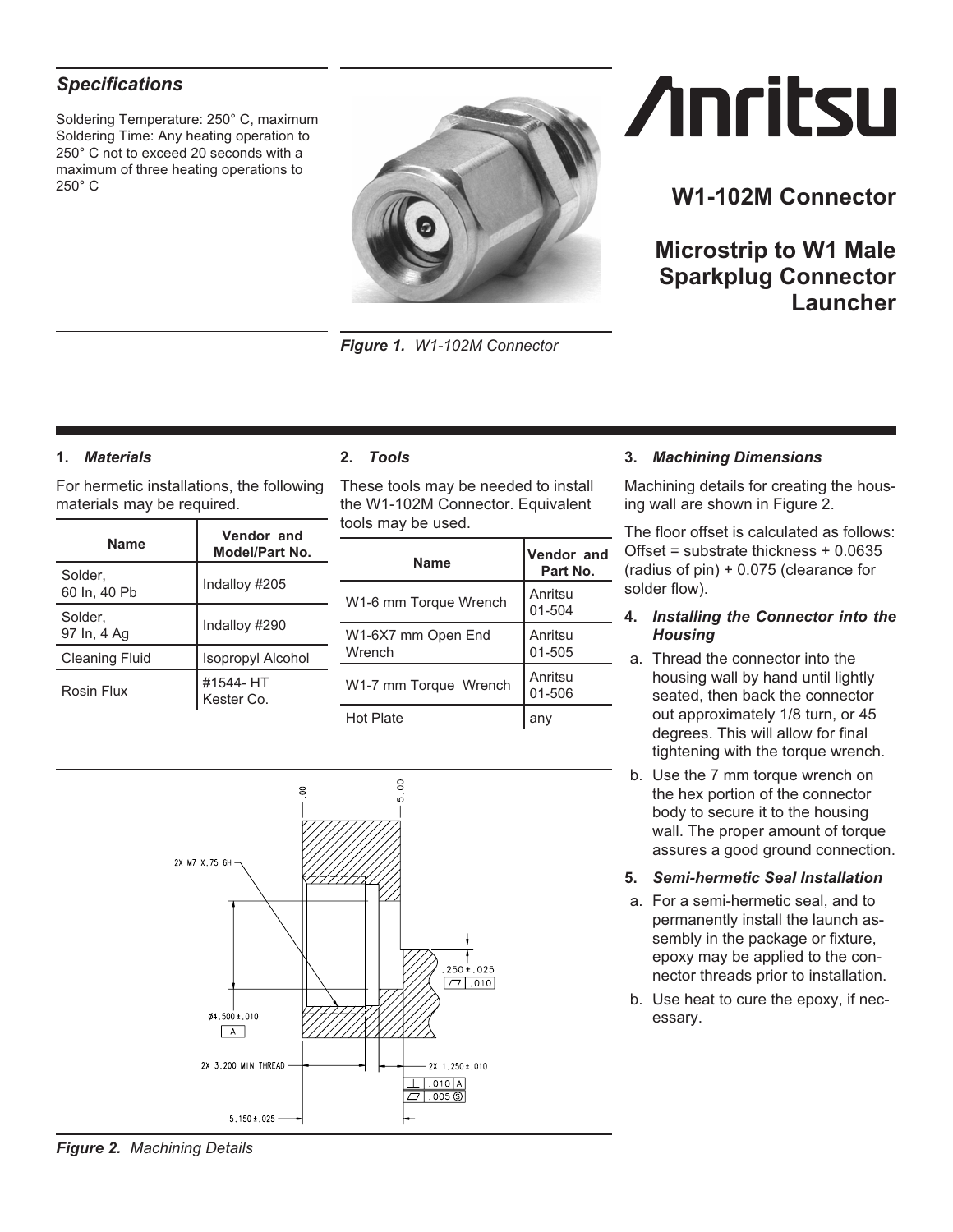# W1-102M Connector

## Microstrip to W1 Male Sparkplug Connector Launcher

### *Specifications*

Soldering Temperature: 250° C, maximum
Soldering Time: Any heating operation to 250° C not to exceed 20 seconds with a maximum of three heating operations to 250° C

*Figure 1. W1-102M Connector*

### 1. *Materials*

For hermetic installations, the following materials may be required.

| Name | Vendor and Model/Part No. |
|---|---|
| Solder, 60 In, 40 Pb | Indalloy #205 |
| Solder, 97 In, 4 Ag | Indalloy #290 |
| Cleaning Fluid | Isopropyl Alcohol |
| Rosin Flux | #1544- HT Kester Co. |

### 2. *Tools*

These tools may be needed to install the W1-102M Connector. Equivalent tools may be used.

| Name | Vendor and Part No. |
|---|---|
| W1-6 mm Torque Wrench | Anritsu 01-504 |
| W1-6X7 mm Open End Wrench | Anritsu 01-505 |
| W1-7 mm Torque Wrench | Anritsu 01-506 |
| Hot Plate | any |

### 3. *Machining Dimensions*

Machining details for creating the housing wall are shown in Figure 2.

The floor offset is calculated as follows: Offset = substrate thickness + 0.0635 (radius of pin) + 0.075 (clearance for solder flow).

### 4. *Installing the Connector into the Housing*

a. Thread the connector into the housing wall by hand until lightly seated, then back the connector out approximately 1/8 turn, or 45 degrees. This will allow for final tightening with the torque wrench.

b. Use the 7 mm torque wrench on the hex portion of the connector body to secure it to the housing wall. The proper amount of torque assures a good ground connection.

### 5. *Semi-hermetic Seal Installation*

a. For a semi-hermetic seal, and to permanently install the launch assembly in the package or fixture, epoxy may be applied to the connector threads prior to installation.

b. Use heat to cure the epoxy, if necessary.

*Figure 2. Machining Details*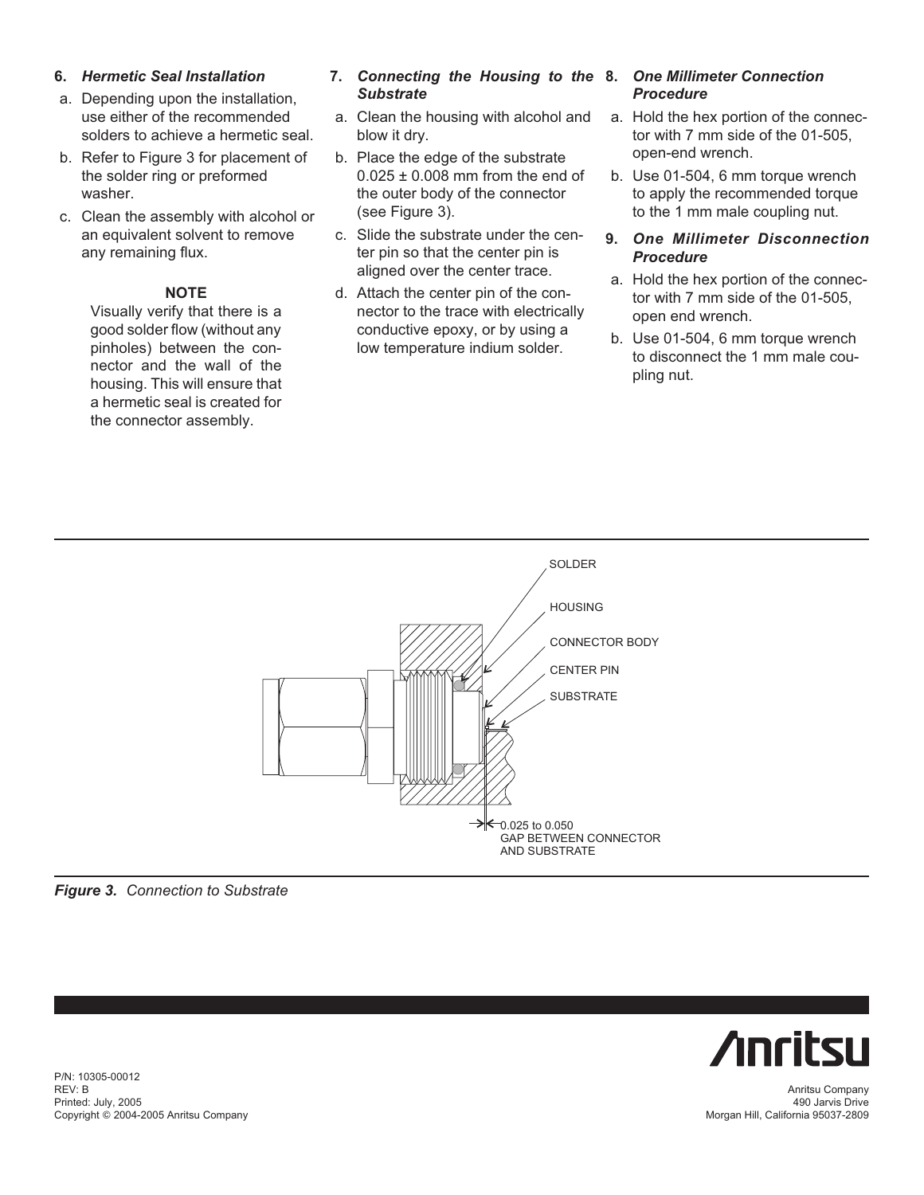**6.** ***Hermetic Seal Installation***

a. Depending upon the installation, use either of the recommended solders to achieve a hermetic seal.

b. Refer to Figure 3 for placement of the solder ring or preformed washer.

c. Clean the assembly with alcohol or an equivalent solvent to remove any remaining flux.

**NOTE**

Visually verify that there is a good solder flow (without any pinholes) between the connector and the wall of the housing. This will ensure that a hermetic seal is created for the connector assembly.

**7.** ***Connecting the Housing to the Substrate***

a. Clean the housing with alcohol and blow it dry.

b. Place the edge of the substrate 0.025 ± 0.008 mm from the end of the outer body of the connector (see Figure 3).

c. Slide the substrate under the center pin so that the center pin is aligned over the center trace.

d. Attach the center pin of the connector to the trace with electrically conductive epoxy, or by using a low temperature indium solder.

**8.** ***One Millimeter Connection Procedure***

a. Hold the hex portion of the connector with 7 mm side of the 01-505, open-end wrench.

b. Use 01-504, 6 mm torque wrench to apply the recommended torque to the 1 mm male coupling nut.

**9.** ***One Millimeter Disconnection Procedure***

a. Hold the hex portion of the connector with 7 mm side of the 01-505, open end wrench.

b. Use 01-504, 6 mm torque wrench to disconnect the 1 mm male coupling nut.

SOLDER

HOUSING

CONNECTOR BODY

CENTER PIN

SUBSTRATE

0.025 to 0.050
GAP BETWEEN CONNECTOR
AND SUBSTRATE

***Figure 3.*** *Connection to Substrate*

P/N: 10305-00012
REV: B
Printed: July, 2005
Copyright © 2004-2005 Anritsu Company

Anritsu

Anritsu Company
490 Jarvis Drive
Morgan Hill, California 95037-2809